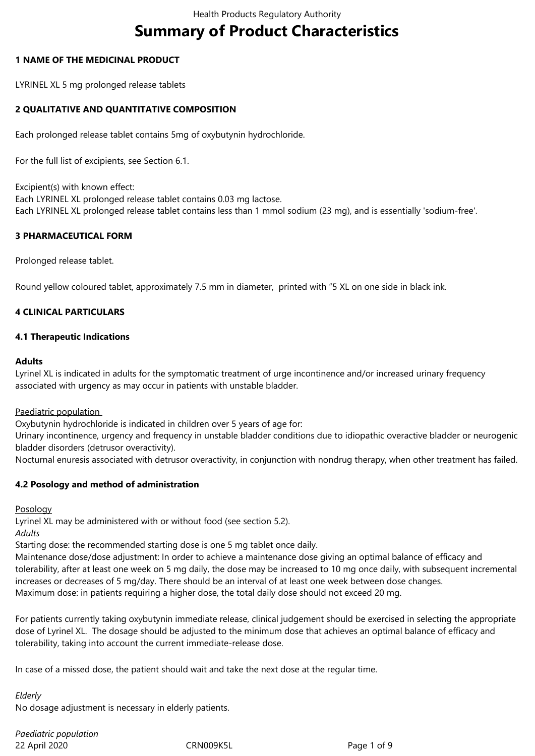# Summary of Product Characteristics

## 1 NAME OF THE MEDICINAL PRODUCT

LYRINEL XL 5 mg prolonged release tablets

## 2 QUALITATIVE AND QUANTITATIVE COMPOSITION

Each prolonged release tablet contains 5mg of oxybutynin hydrochloride.

For the full list of excipients, see Section 6.1.

Excipient(s) with known effect:
Each LYRINEL XL prolonged release tablet contains 0.03 mg lactose.
Each LYRINEL XL prolonged release tablet contains less than 1 mmol sodium (23 mg), and is essentially 'sodium-free'.

## 3 PHARMACEUTICAL FORM

Prolonged release tablet.

Round yellow coloured tablet, approximately 7.5 mm in diameter, printed with "5 XL on one side in black ink.

## 4 CLINICAL PARTICULARS

### 4.1 Therapeutic Indications

**Adults**
Lyrinel XL is indicated in adults for the symptomatic treatment of urge incontinence and/or increased urinary frequency associated with urgency as may occur in patients with unstable bladder.

Paediatric population
Oxybutynin hydrochloride is indicated in children over 5 years of age for:
Urinary incontinence, urgency and frequency in unstable bladder conditions due to idiopathic overactive bladder or neurogenic bladder disorders (detrusor overactivity).
Nocturnal enuresis associated with detrusor overactivity, in conjunction with nondrug therapy, when other treatment has failed.

### 4.2 Posology and method of administration

Posology
Lyrinel XL may be administered with or without food (see section 5.2).
*Adults*
Starting dose: the recommended starting dose is one 5 mg tablet once daily.
Maintenance dose/dose adjustment: In order to achieve a maintenance dose giving an optimal balance of efficacy and tolerability, after at least one week on 5 mg daily, the dose may be increased to 10 mg once daily, with subsequent incremental increases or decreases of 5 mg/day. There should be an interval of at least one week between dose changes.
Maximum dose: in patients requiring a higher dose, the total daily dose should not exceed 20 mg.

For patients currently taking oxybutynin immediate release, clinical judgement should be exercised in selecting the appropriate dose of Lyrinel XL. The dosage should be adjusted to the minimum dose that achieves an optimal balance of efficacy and tolerability, taking into account the current immediate-release dose.

In case of a missed dose, the patient should wait and take the next dose at the regular time.

*Elderly*
No dosage adjustment is necessary in elderly patients.

*Paediatric population*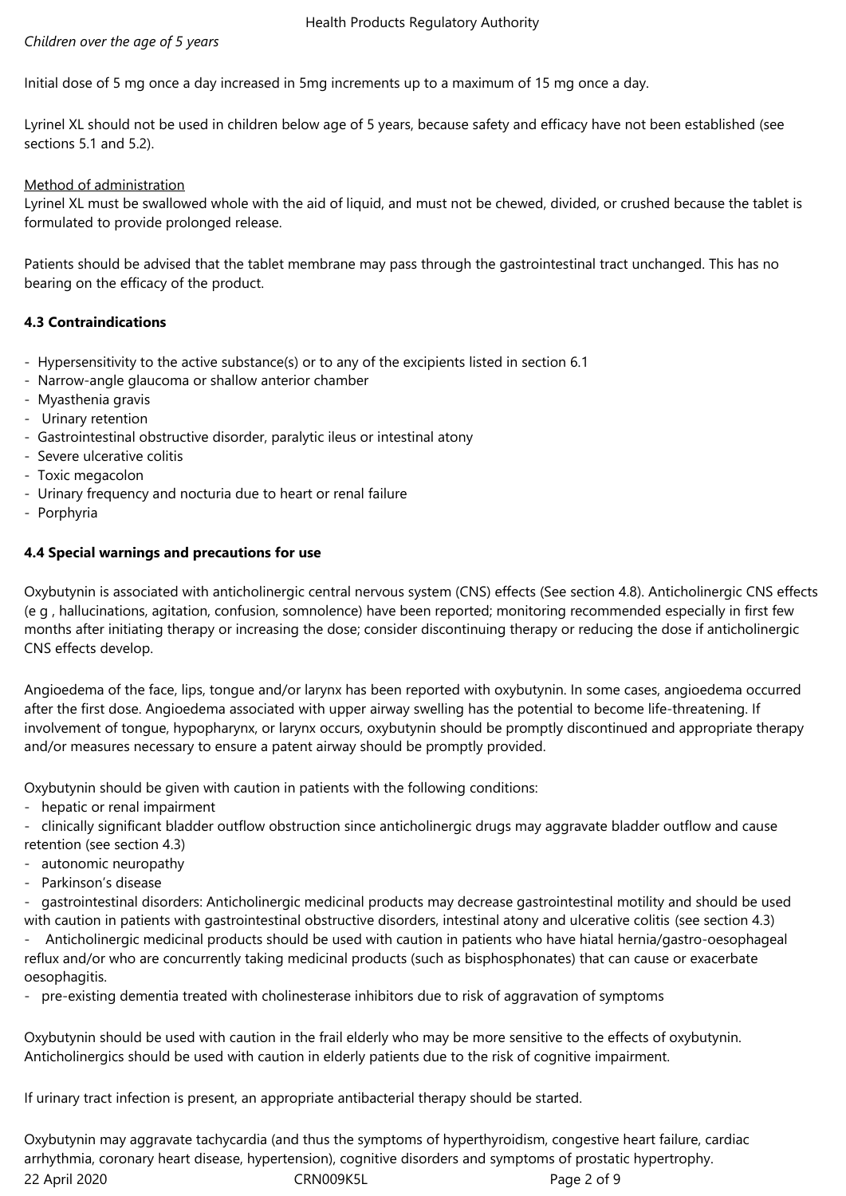*Children over the age of 5 years*

Initial dose of 5 mg once a day increased in 5mg increments up to a maximum of 15 mg once a day.

Lyrinel XL should not be used in children below age of 5 years, because safety and efficacy have not been established (see sections 5.1 and 5.2).

Method of administration

Lyrinel XL must be swallowed whole with the aid of liquid, and must not be chewed, divided, or crushed because the tablet is formulated to provide prolonged release.

Patients should be advised that the tablet membrane may pass through the gastrointestinal tract unchanged. This has no bearing on the efficacy of the product.

**4.3 Contraindications**

- Hypersensitivity to the active substance(s) or to any of the excipients listed in section 6.1
- Narrow-angle glaucoma or shallow anterior chamber
- Myasthenia gravis
- Urinary retention
- Gastrointestinal obstructive disorder, paralytic ileus or intestinal atony
- Severe ulcerative colitis
- Toxic megacolon
- Urinary frequency and nocturia due to heart or renal failure
- Porphyria

**4.4 Special warnings and precautions for use**

Oxybutynin is associated with anticholinergic central nervous system (CNS) effects (See section 4.8). Anticholinergic CNS effects (e g , hallucinations, agitation, confusion, somnolence) have been reported; monitoring recommended especially in first few months after initiating therapy or increasing the dose; consider discontinuing therapy or reducing the dose if anticholinergic CNS effects develop.

Angioedema of the face, lips, tongue and/or larynx has been reported with oxybutynin. In some cases, angioedema occurred after the first dose. Angioedema associated with upper airway swelling has the potential to become life-threatening. If involvement of tongue, hypopharynx, or larynx occurs, oxybutynin should be promptly discontinued and appropriate therapy and/or measures necessary to ensure a patent airway should be promptly provided.

Oxybutynin should be given with caution in patients with the following conditions:

- hepatic or renal impairment
- clinically significant bladder outflow obstruction since anticholinergic drugs may aggravate bladder outflow and cause retention (see section 4.3)
- autonomic neuropathy
- Parkinson's disease
- gastrointestinal disorders: Anticholinergic medicinal products may decrease gastrointestinal motility and should be used with caution in patients with gastrointestinal obstructive disorders, intestinal atony and ulcerative colitis (see section 4.3)
- Anticholinergic medicinal products should be used with caution in patients who have hiatal hernia/gastro-oesophageal reflux and/or who are concurrently taking medicinal products (such as bisphosphonates) that can cause or exacerbate oesophagitis.
- pre-existing dementia treated with cholinesterase inhibitors due to risk of aggravation of symptoms

Oxybutynin should be used with caution in the frail elderly who may be more sensitive to the effects of oxybutynin. Anticholinergics should be used with caution in elderly patients due to the risk of cognitive impairment.

If urinary tract infection is present, an appropriate antibacterial therapy should be started.

Oxybutynin may aggravate tachycardia (and thus the symptoms of hyperthyroidism, congestive heart failure, cardiac arrhythmia, coronary heart disease, hypertension), cognitive disorders and symptoms of prostatic hypertrophy.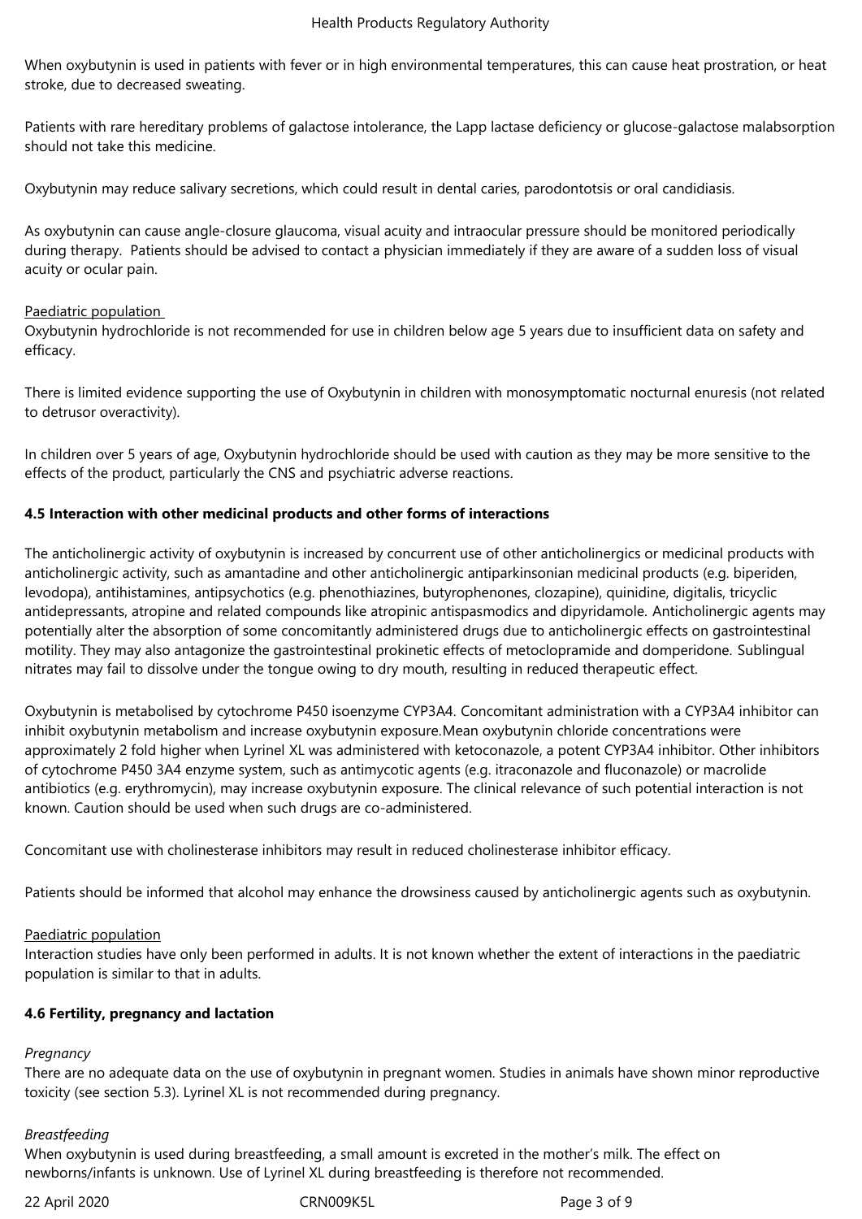When oxybutynin is used in patients with fever or in high environmental temperatures, this can cause heat prostration, or heat stroke, due to decreased sweating.

Patients with rare hereditary problems of galactose intolerance, the Lapp lactase deficiency or glucose-galactose malabsorption should not take this medicine.

Oxybutynin may reduce salivary secretions, which could result in dental caries, parodontotsis or oral candidiasis.

As oxybutynin can cause angle-closure glaucoma, visual acuity and intraocular pressure should be monitored periodically during therapy. Patients should be advised to contact a physician immediately if they are aware of a sudden loss of visual acuity or ocular pain.

Paediatric population

Oxybutynin hydrochloride is not recommended for use in children below age 5 years due to insufficient data on safety and efficacy.

There is limited evidence supporting the use of Oxybutynin in children with monosymptomatic nocturnal enuresis (not related to detrusor overactivity).

In children over 5 years of age, Oxybutynin hydrochloride should be used with caution as they may be more sensitive to the effects of the product, particularly the CNS and psychiatric adverse reactions.

**4.5 Interaction with other medicinal products and other forms of interactions**

The anticholinergic activity of oxybutynin is increased by concurrent use of other anticholinergics or medicinal products with anticholinergic activity, such as amantadine and other anticholinergic antiparkinsonian medicinal products (e.g. biperiden, levodopa), antihistamines, antipsychotics (e.g. phenothiazines, butyrophenones, clozapine), quinidine, digitalis, tricyclic antidepressants, atropine and related compounds like atropinic antispasmodics and dipyridamole. Anticholinergic agents may potentially alter the absorption of some concomitantly administered drugs due to anticholinergic effects on gastrointestinal motility. They may also antagonize the gastrointestinal prokinetic effects of metoclopramide and domperidone. Sublingual nitrates may fail to dissolve under the tongue owing to dry mouth, resulting in reduced therapeutic effect.

Oxybutynin is metabolised by cytochrome P450 isoenzyme CYP3A4. Concomitant administration with a CYP3A4 inhibitor can inhibit oxybutynin metabolism and increase oxybutynin exposure.Mean oxybutynin chloride concentrations were approximately 2 fold higher when Lyrinel XL was administered with ketoconazole, a potent CYP3A4 inhibitor. Other inhibitors of cytochrome P450 3A4 enzyme system, such as antimycotic agents (e.g. itraconazole and fluconazole) or macrolide antibiotics (e.g. erythromycin), may increase oxybutynin exposure. The clinical relevance of such potential interaction is not known. Caution should be used when such drugs are co-administered.

Concomitant use with cholinesterase inhibitors may result in reduced cholinesterase inhibitor efficacy.

Patients should be informed that alcohol may enhance the drowsiness caused by anticholinergic agents such as oxybutynin.

Paediatric population

Interaction studies have only been performed in adults. It is not known whether the extent of interactions in the paediatric population is similar to that in adults.

**4.6 Fertility, pregnancy and lactation**

*Pregnancy*

There are no adequate data on the use of oxybutynin in pregnant women. Studies in animals have shown minor reproductive toxicity (see section 5.3). Lyrinel XL is not recommended during pregnancy.

*Breastfeeding*

When oxybutynin is used during breastfeeding, a small amount is excreted in the mother's milk. The effect on newborns/infants is unknown. Use of Lyrinel XL during breastfeeding is therefore not recommended.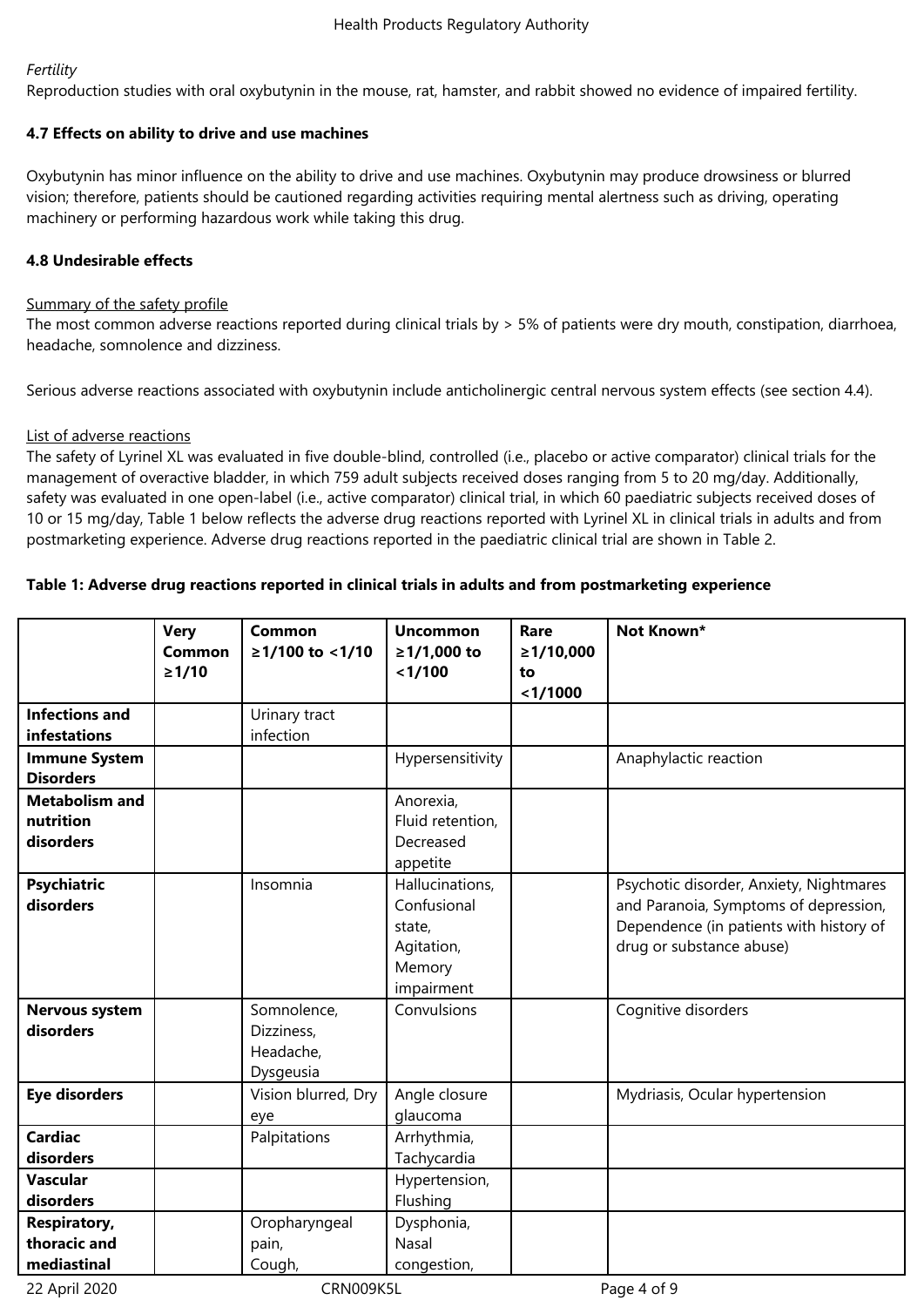*Fertility*
Reproduction studies with oral oxybutynin in the mouse, rat, hamster, and rabbit showed no evidence of impaired fertility.

**4.7 Effects on ability to drive and use machines**

Oxybutynin has minor influence on the ability to drive and use machines. Oxybutynin may produce drowsiness or blurred vision; therefore, patients should be cautioned regarding activities requiring mental alertness such as driving, operating machinery or performing hazardous work while taking this drug.

**4.8 Undesirable effects**

Summary of the safety profile
The most common adverse reactions reported during clinical trials by > 5% of patients were dry mouth, constipation, diarrhoea, headache, somnolence and dizziness.

Serious adverse reactions associated with oxybutynin include anticholinergic central nervous system effects (see section 4.4).

List of adverse reactions
The safety of Lyrinel XL was evaluated in five double-blind, controlled (i.e., placebo or active comparator) clinical trials for the management of overactive bladder, in which 759 adult subjects received doses ranging from 5 to 20 mg/day. Additionally, safety was evaluated in one open-label (i.e., active comparator) clinical trial, in which 60 paediatric subjects received doses of 10 or 15 mg/day, Table 1 below reflects the adverse drug reactions reported with Lyrinel XL in clinical trials in adults and from postmarketing experience. Adverse drug reactions reported in the paediatric clinical trial are shown in Table 2.

**Table 1: Adverse drug reactions reported in clinical trials in adults and from postmarketing experience**

| | Very Common ≥1/10 | Common ≥1/100 to <1/10 | Uncommon ≥1/1,000 to <1/100 | Rare ≥1/10,000 to <1/1000 | Not Known* |
|---|---|---|---|---|---|
| **Infections and infestations** | | Urinary tract infection | | | |
| **Immune System Disorders** | | | Hypersensitivity | | Anaphylactic reaction |
| **Metabolism and nutrition disorders** | | | Anorexia, Fluid retention, Decreased appetite | | |
| **Psychiatric disorders** | | Insomnia | Hallucinations, Confusional state, Agitation, Memory impairment | | Psychotic disorder, Anxiety, Nightmares and Paranoia, Symptoms of depression, Dependence (in patients with history of drug or substance abuse) |
| **Nervous system disorders** | | Somnolence, Dizziness, Headache, Dysgeusia | Convulsions | | Cognitive disorders |
| **Eye disorders** | | Vision blurred, Dry eye | Angle closure glaucoma | | Mydriasis, Ocular hypertension |
| **Cardiac disorders** | | Palpitations | Arrhythmia, Tachycardia | | |
| **Vascular disorders** | | | Hypertension, Flushing | | |
| **Respiratory, thoracic and mediastinal** | | Oropharyngeal pain, Cough, | Dysphonia, Nasal congestion, | | |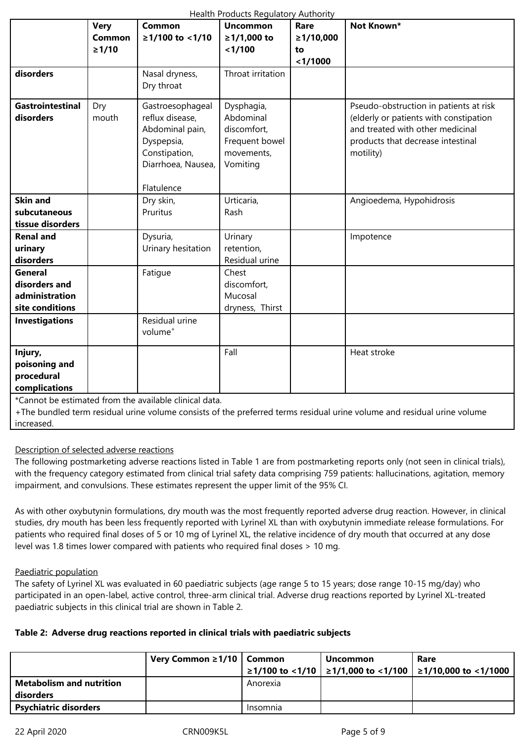|  | Very Common ≥1/10 | Common ≥1/100 to <1/10 | Uncommon ≥1/1,000 to <1/100 | Rare ≥1/10,000 to <1/1000 | Not Known* |
|---|---|---|---|---|---|
| disorders |  | Nasal dryness, Dry throat | Throat irritation |  |  |
| **Gastrointestinal disorders** | Dry mouth | Gastroesophageal reflux disease, Abdominal pain, Dyspepsia, Constipation, Diarrhoea, Nausea, Flatulence | Dysphagia, Abdominal discomfort, Frequent bowel movements, Vomiting |  | Pseudo-obstruction in patients at risk (elderly or patients with constipation and treated with other medicinal products that decrease intestinal motility) |
| **Skin and subcutaneous tissue disorders** |  | Dry skin, Pruritus | Urticaria, Rash |  | Angioedema, Hypohidrosis |
| **Renal and urinary disorders** |  | Dysuria, Urinary hesitation | Urinary retention, Residual urine |  | Impotence |
| **General disorders and administration site conditions** |  | Fatigue | Chest discomfort, Mucosal dryness, Thirst |  |  |
| **Investigations** |  | Residual urine volume+ |  |  |  |
| **Injury, poisoning and procedural complications** |  |  | Fall |  | Heat stroke |

*Cannot be estimated from the available clinical data.
+The bundled term residual urine volume consists of the preferred terms residual urine volume and residual urine volume increased.

Description of selected adverse reactions

The following postmarketing adverse reactions listed in Table 1 are from postmarketing reports only (not seen in clinical trials), with the frequency category estimated from clinical trial safety data comprising 759 patients: hallucinations, agitation, memory impairment, and convulsions. These estimates represent the upper limit of the 95% CI.

As with other oxybutynin formulations, dry mouth was the most frequently reported adverse drug reaction. However, in clinical studies, dry mouth has been less frequently reported with Lyrinel XL than with oxybutynin immediate release formulations. For patients who required final doses of 5 or 10 mg of Lyrinel XL, the relative incidence of dry mouth that occurred at any dose level was 1.8 times lower compared with patients who required final doses > 10 mg.

Paediatric population

The safety of Lyrinel XL was evaluated in 60 paediatric subjects (age range 5 to 15 years; dose range 10-15 mg/day) who participated in an open-label, active control, three-arm clinical trial. Adverse drug reactions reported by Lyrinel XL-treated paediatric subjects in this clinical trial are shown in Table 2.

**Table 2: Adverse drug reactions reported in clinical trials with paediatric subjects**

|  | Very Common ≥1/10 | Common ≥1/100 to <1/10 | Uncommon ≥1/1,000 to <1/100 | Rare ≥1/10,000 to <1/1000 |
|---|---|---|---|---|
| **Metabolism and nutrition disorders** |  | Anorexia |  |  |
| **Psychiatric disorders** |  | Insomnia |  |  |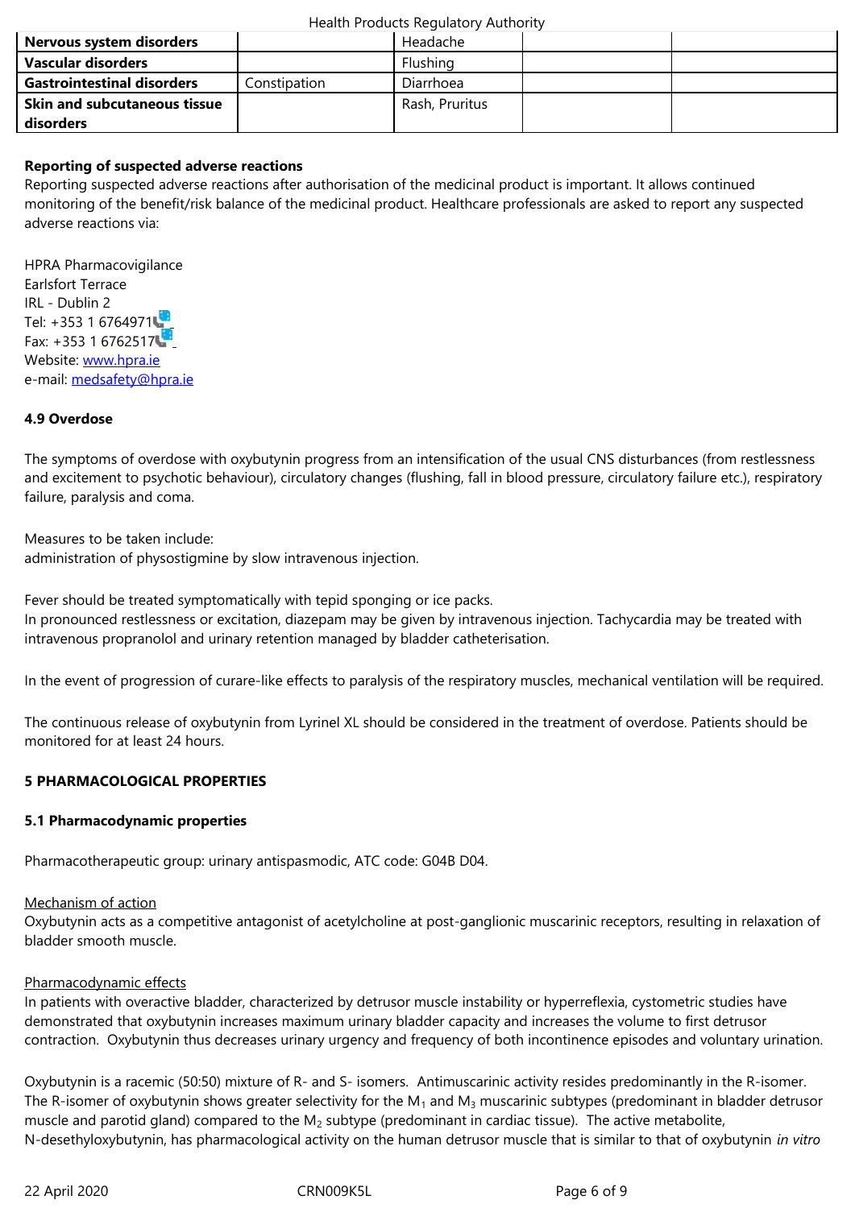| | | | | |
|---|---|---|---|---|
| **Nervous system disorders** | | Headache | | |
| **Vascular disorders** | | Flushing | | |
| **Gastrointestinal disorders** | Constipation | Diarrhoea | | |
| **Skin and subcutaneous tissue disorders** | | Rash, Pruritus | | |

**Reporting of suspected adverse reactions**

Reporting suspected adverse reactions after authorisation of the medicinal product is important. It allows continued monitoring of the benefit/risk balance of the medicinal product. Healthcare professionals are asked to report any suspected adverse reactions via:

HPRA Pharmacovigilance
Earlsfort Terrace
IRL - Dublin 2
Tel: +353 1 6764971
Fax: +353 1 6762517
Website: www.hpra.ie
e-mail: medsafety@hpra.ie

## 4.9 Overdose

The symptoms of overdose with oxybutynin progress from an intensification of the usual CNS disturbances (from restlessness and excitement to psychotic behaviour), circulatory changes (flushing, fall in blood pressure, circulatory failure etc.), respiratory failure, paralysis and coma.

Measures to be taken include:
administration of physostigmine by slow intravenous injection.

Fever should be treated symptomatically with tepid sponging or ice packs.
In pronounced restlessness or excitation, diazepam may be given by intravenous injection. Tachycardia may be treated with intravenous propranolol and urinary retention managed by bladder catheterisation.

In the event of progression of curare-like effects to paralysis of the respiratory muscles, mechanical ventilation will be required.

The continuous release of oxybutynin from Lyrinel XL should be considered in the treatment of overdose. Patients should be monitored for at least 24 hours.

# 5 PHARMACOLOGICAL PROPERTIES

## 5.1 Pharmacodynamic properties

Pharmacotherapeutic group: urinary antispasmodic, ATC code: G04B D04.

Mechanism of action
Oxybutynin acts as a competitive antagonist of acetylcholine at post-ganglionic muscarinic receptors, resulting in relaxation of bladder smooth muscle.

Pharmacodynamic effects
In patients with overactive bladder, characterized by detrusor muscle instability or hyperreflexia, cystometric studies have demonstrated that oxybutynin increases maximum urinary bladder capacity and increases the volume to first detrusor contraction. Oxybutynin thus decreases urinary urgency and frequency of both incontinence episodes and voluntary urination.

Oxybutynin is a racemic (50:50) mixture of R- and S- isomers. Antimuscarinic activity resides predominantly in the R-isomer. The R-isomer of oxybutynin shows greater selectivity for the $M_1$ and $M_3$ muscarinic subtypes (predominant in bladder detrusor muscle and parotid gland) compared to the $M_2$ subtype (predominant in cardiac tissue). The active metabolite, N-desethyloxybutynin, has pharmacological activity on the human detrusor muscle that is similar to that of oxybutynin *in vitro*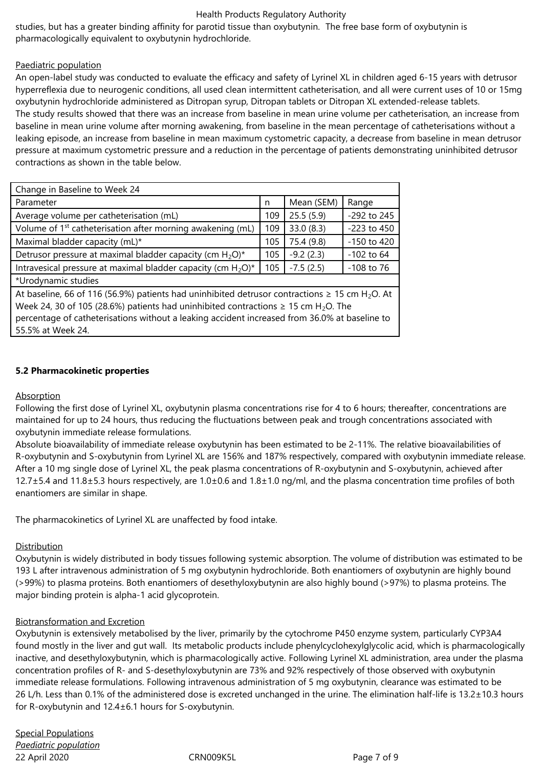studies, but has a greater binding affinity for parotid tissue than oxybutynin. The free base form of oxybutynin is pharmacologically equivalent to oxybutynin hydrochloride.

Paediatric population

An open-label study was conducted to evaluate the efficacy and safety of Lyrinel XL in children aged 6-15 years with detrusor hyperreflexia due to neurogenic conditions, all used clean intermittent catheterisation, and all were current uses of 10 or 15mg oxybutynin hydrochloride administered as Ditropan syrup, Ditropan tablets or Ditropan XL extended-release tablets.

The study results showed that there was an increase from baseline in mean urine volume per catheterisation, an increase from baseline in mean urine volume after morning awakening, from baseline in the mean percentage of catheterisations without a leaking episode, an increase from baseline in mean maximum cystometric capacity, a decrease from baseline in mean detrusor pressure at maximum cystometric pressure and a reduction in the percentage of patients demonstrating uninhibited detrusor contractions as shown in the table below.

| Change in Baseline to Week 24 | | | |
|---|---|---|---|
| Parameter | n | Mean (SEM) | Range |
| Average volume per catheterisation (mL) | 109 | 25.5 (5.9) | -292 to 245 |
| Volume of 1st catheterisation after morning awakening (mL) | 109 | 33.0 (8.3) | -223 to 450 |
| Maximal bladder capacity (mL)* | 105 | 75.4 (9.8) | -150 to 420 |
| Detrusor pressure at maximal bladder capacity (cm $H_2O$)* | 105 | -9.2 (2.3) | -102 to 64 |
| Intravesical pressure at maximal bladder capacity (cm $H_2O$)* | 105 | -7.5 (2.5) | -108 to 76 |
| *Urodynamic studies | | | |
| At baseline, 66 of 116 (56.9%) patients had uninhibited detrusor contractions ≥ 15 cm $H_2O$. At Week 24, 30 of 105 (28.6%) patients had uninhibited contractions ≥ 15 cm $H_2O$. The percentage of catheterisations without a leaking accident increased from 36.0% at baseline to 55.5% at Week 24. | | | |

### 5.2 Pharmacokinetic properties

Absorption

Following the first dose of Lyrinel XL, oxybutynin plasma concentrations rise for 4 to 6 hours; thereafter, concentrations are maintained for up to 24 hours, thus reducing the fluctuations between peak and trough concentrations associated with oxybutynin immediate release formulations.

Absolute bioavailability of immediate release oxybutynin has been estimated to be 2-11%. The relative bioavailabilities of R-oxybutynin and S-oxybutynin from Lyrinel XL are 156% and 187% respectively, compared with oxybutynin immediate release. After a 10 mg single dose of Lyrinel XL, the peak plasma concentrations of R-oxybutynin and S-oxybutynin, achieved after 12.7±5.4 and 11.8±5.3 hours respectively, are 1.0±0.6 and 1.8±1.0 ng/ml, and the plasma concentration time profiles of both enantiomers are similar in shape.

The pharmacokinetics of Lyrinel XL are unaffected by food intake.

Distribution

Oxybutynin is widely distributed in body tissues following systemic absorption. The volume of distribution was estimated to be 193 L after intravenous administration of 5 mg oxybutynin hydrochloride. Both enantiomers of oxybutynin are highly bound (>99%) to plasma proteins. Both enantiomers of desethyloxybutynin are also highly bound (>97%) to plasma proteins. The major binding protein is alpha-1 acid glycoprotein.

Biotransformation and Excretion

Oxybutynin is extensively metabolised by the liver, primarily by the cytochrome P450 enzyme system, particularly CYP3A4 found mostly in the liver and gut wall. Its metabolic products include phenylcyclohexylglycolic acid, which is pharmacologically inactive, and desethyloxybutynin, which is pharmacologically active. Following Lyrinel XL administration, area under the plasma concentration profiles of R- and S-desethyloxybutynin are 73% and 92% respectively of those observed with oxybutynin immediate release formulations. Following intravenous administration of 5 mg oxybutynin, clearance was estimated to be 26 L/h. Less than 0.1% of the administered dose is excreted unchanged in the urine. The elimination half-life is 13.2±10.3 hours for R-oxybutynin and 12.4±6.1 hours for S-oxybutynin.

Special Populations

*Paediatric population*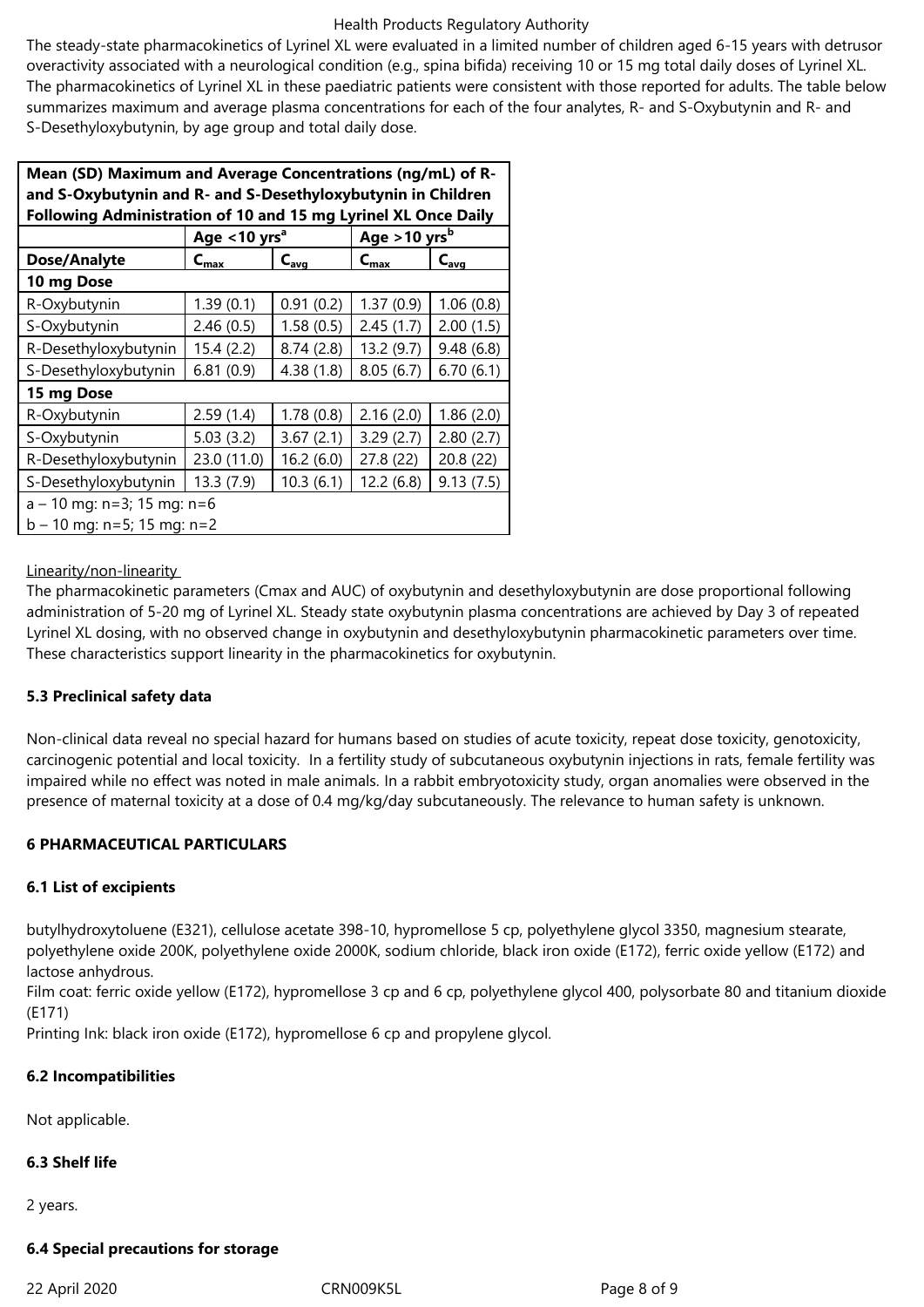The steady-state pharmacokinetics of Lyrinel XL were evaluated in a limited number of children aged 6-15 years with detrusor overactivity associated with a neurological condition (e.g., spina bifida) receiving 10 or 15 mg total daily doses of Lyrinel XL. The pharmacokinetics of Lyrinel XL in these paediatric patients were consistent with those reported for adults. The table below summarizes maximum and average plasma concentrations for each of the four analytes, R- and S-Oxybutynin and R- and S-Desethyloxybutynin, by age group and total daily dose.

**Mean (SD) Maximum and Average Concentrations (ng/mL) of R- and S-Oxybutynin and R- and S-Desethyloxybutynin in Children Following Administration of 10 and 15 mg Lyrinel XL Once Daily**

| | Age <10 yrs[a] | | Age >10 yrs[b] | |
|---|---|---|---|---|
| **Dose/Analyte** | $C_{max}$ | $C_{avg}$ | $C_{max}$ | $C_{avg}$ |
| **10 mg Dose** | | | | |
| R-Oxybutynin | 1.39 (0.1) | 0.91 (0.2) | 1.37 (0.9) | 1.06 (0.8) |
| S-Oxybutynin | 2.46 (0.5) | 1.58 (0.5) | 2.45 (1.7) | 2.00 (1.5) |
| R-Desethyloxybutynin | 15.4 (2.2) | 8.74 (2.8) | 13.2 (9.7) | 9.48 (6.8) |
| S-Desethyloxybutynin | 6.81 (0.9) | 4.38 (1.8) | 8.05 (6.7) | 6.70 (6.1) |
| **15 mg Dose** | | | | |
| R-Oxybutynin | 2.59 (1.4) | 1.78 (0.8) | 2.16 (2.0) | 1.86 (2.0) |
| S-Oxybutynin | 5.03 (3.2) | 3.67 (2.1) | 3.29 (2.7) | 2.80 (2.7) |
| R-Desethyloxybutynin | 23.0 (11.0) | 16.2 (6.0) | 27.8 (22) | 20.8 (22) |
| S-Desethyloxybutynin | 13.3 (7.9) | 10.3 (6.1) | 12.2 (6.8) | 9.13 (7.5) |

a – 10 mg: n=3; 15 mg: n=6
b – 10 mg: n=5; 15 mg: n=2

Linearity/non-linearity

The pharmacokinetic parameters (Cmax and AUC) of oxybutynin and desethyloxybutynin are dose proportional following administration of 5-20 mg of Lyrinel XL. Steady state oxybutynin plasma concentrations are achieved by Day 3 of repeated Lyrinel XL dosing, with no observed change in oxybutynin and desethyloxybutynin pharmacokinetic parameters over time. These characteristics support linearity in the pharmacokinetics for oxybutynin.

### 5.3 Preclinical safety data

Non-clinical data reveal no special hazard for humans based on studies of acute toxicity, repeat dose toxicity, genotoxicity, carcinogenic potential and local toxicity. In a fertility study of subcutaneous oxybutynin injections in rats, female fertility was impaired while no effect was noted in male animals. In a rabbit embryotoxicity study, organ anomalies were observed in the presence of maternal toxicity at a dose of 0.4 mg/kg/day subcutaneously. The relevance to human safety is unknown.

## 6 PHARMACEUTICAL PARTICULARS

### 6.1 List of excipients

butylhydroxytoluene (E321), cellulose acetate 398-10, hypromellose 5 cp, polyethylene glycol 3350, magnesium stearate, polyethylene oxide 200K, polyethylene oxide 2000K, sodium chloride, black iron oxide (E172), ferric oxide yellow (E172) and lactose anhydrous.
Film coat: ferric oxide yellow (E172), hypromellose 3 cp and 6 cp, polyethylene glycol 400, polysorbate 80 and titanium dioxide (E171)
Printing Ink: black iron oxide (E172), hypromellose 6 cp and propylene glycol.

### 6.2 Incompatibilities

Not applicable.

### 6.3 Shelf life

2 years.

### 6.4 Special precautions for storage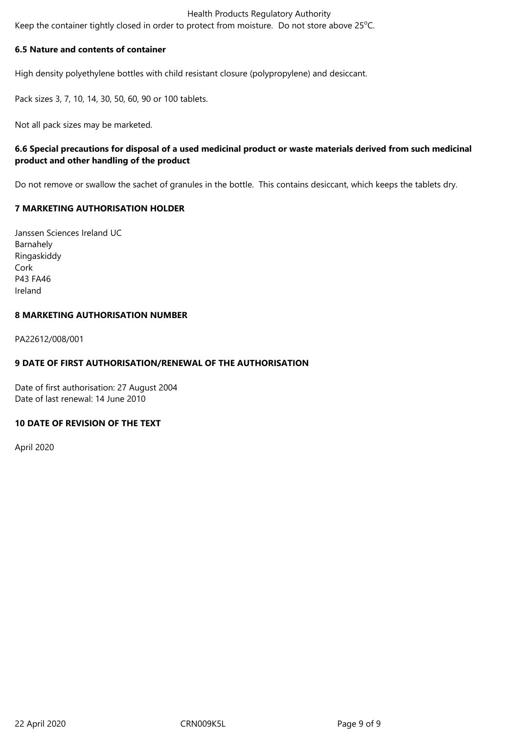Keep the container tightly closed in order to protect from moisture. Do not store above 25°C.

### 6.5 Nature and contents of container

High density polyethylene bottles with child resistant closure (polypropylene) and desiccant.

Pack sizes 3, 7, 10, 14, 30, 50, 60, 90 or 100 tablets.

Not all pack sizes may be marketed.

### 6.6 Special precautions for disposal of a used medicinal product or waste materials derived from such medicinal product and other handling of the product

Do not remove or swallow the sachet of granules in the bottle. This contains desiccant, which keeps the tablets dry.

## 7 MARKETING AUTHORISATION HOLDER

Janssen Sciences Ireland UC
Barnahely
Ringaskiddy
Cork
P43 FA46
Ireland

## 8 MARKETING AUTHORISATION NUMBER

PA22612/008/001

## 9 DATE OF FIRST AUTHORISATION/RENEWAL OF THE AUTHORISATION

Date of first authorisation: 27 August 2004
Date of last renewal: 14 June 2010

## 10 DATE OF REVISION OF THE TEXT

April 2020